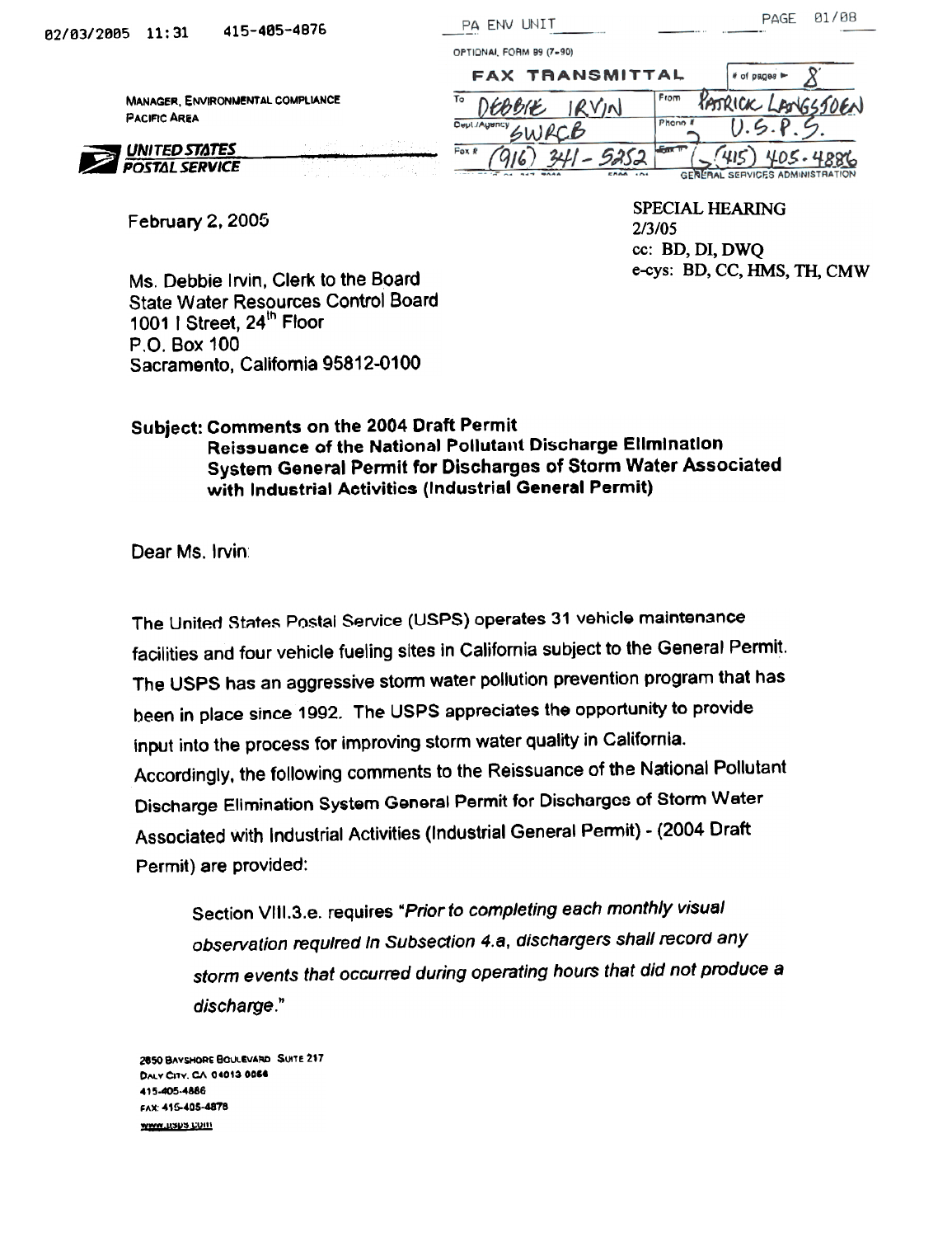02/03/2005 11:31 415-405-4876 PA ENV UNIT

OPTIONAL FORM 99 (7-90)

**FAX TRANSMITTAL** # of pages ► 8

| To DEBBIE IRVIN | From PATRICK LANGSJOEN |
| --- | --- |
| Dept./Agency SWRCB | Phone # U.S.P.S. |
| Fax # (916) 341-5252 | Fax # (415) 405-4886 |

GENERAL SERVICES ADMINISTRATION

MANAGER, ENVIRONMENTAL COMPLIANCE
PACIFIC AREA

**UNITED STATES POSTAL SERVICE**

February 2, 2005

SPECIAL HEARING
2/3/05
cc: BD, DI, DWQ
e-cys: BD, CC, HMS, TH, CMW

Ms. Debbie Irvin, Clerk to the Board
State Water Resources Control Board
1001 I Street, 24th Floor
P.O. Box 100
Sacramento, California 95812-0100

**Subject: Comments on the 2004 Draft Permit Reissuance of the National Pollutant Discharge Elimination System General Permit for Discharges of Storm Water Associated with Industrial Activities (Industrial General Permit)**

Dear Ms. Irvin:

The United States Postal Service (USPS) operates 31 vehicle maintenance facilities and four vehicle fueling sites in California subject to the General Permit. The USPS has an aggressive storm water pollution prevention program that has been in place since 1992. The USPS appreciates the opportunity to provide input into the process for improving storm water quality in California. Accordingly, the following comments to the Reissuance of the National Pollutant Discharge Elimination System General Permit for Discharges of Storm Water Associated with Industrial Activities (Industrial General Permit) - (2004 Draft Permit) are provided:

> Section VIII.3.e. requires "*Prior to completing each monthly visual observation required in Subsection 4.a, dischargers shall record any storm events that occurred during operating hours that did not produce a discharge.*"

2850 BAYSHORE BOULEVARD SUITE 217
DALY CITY, CA 94013-0066
415-405-4886
FAX: 415-405-4878
www.usps.com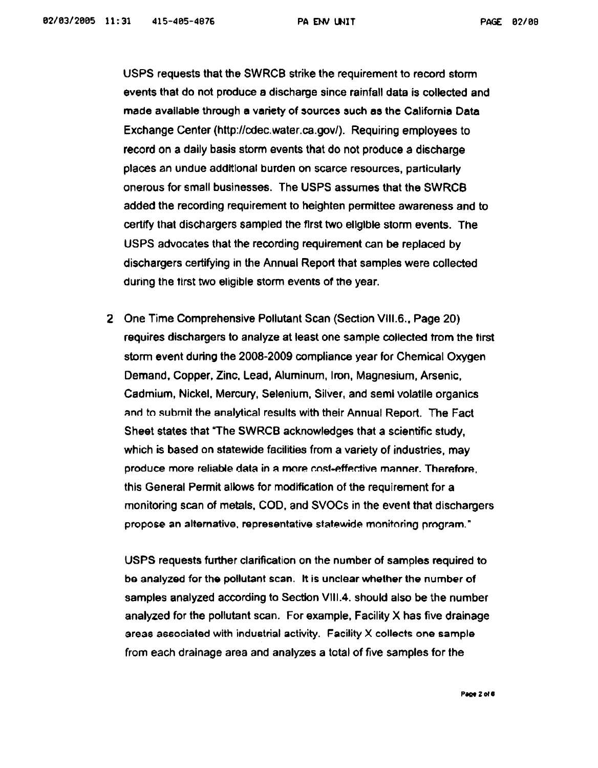USPS requests that the SWRCB strike the requirement to record storm events that do not produce a discharge since rainfall data is collected and made available through a variety of sources such as the California Data Exchange Center (http://cdec.water.ca.gov/). Requiring employees to record on a daily basis storm events that do not produce a discharge places an undue additional burden on scarce resources, particularly onerous for small businesses. The USPS assumes that the SWRCB added the recording requirement to heighten permittee awareness and to certify that dischargers sampled the first two eligible storm events. The USPS advocates that the recording requirement can be replaced by dischargers certifying in the Annual Report that samples were collected during the first two eligible storm events of the year.

2 One Time Comprehensive Pollutant Scan (Section VIII.6., Page 20) requires dischargers to analyze at least one sample collected from the first storm event during the 2008-2009 compliance year for Chemical Oxygen Demand, Copper, Zinc, Lead, Aluminum, Iron, Magnesium, Arsenic, Cadmium, Nickel, Mercury, Selenium, Silver, and semi volatile organics and to submit the analytical results with their Annual Report. The Fact Sheet states that "The SWRCB acknowledges that a scientific study, which is based on statewide facilities from a variety of industries, may produce more reliable data in a more cost-effective manner. Therefore, this General Permit allows for modification of the requirement for a monitoring scan of metals, COD, and SVOCs in the event that dischargers propose an alternative, representative statewide monitoring program."

USPS requests further clarification on the number of samples required to be analyzed for the pollutant scan. It is unclear whether the number of samples analyzed according to Section VIII.4. should also be the number analyzed for the pollutant scan. For example, Facility X has five drainage areas associated with industrial activity. Facility X collects one sample from each drainage area and analyzes a total of five samples for the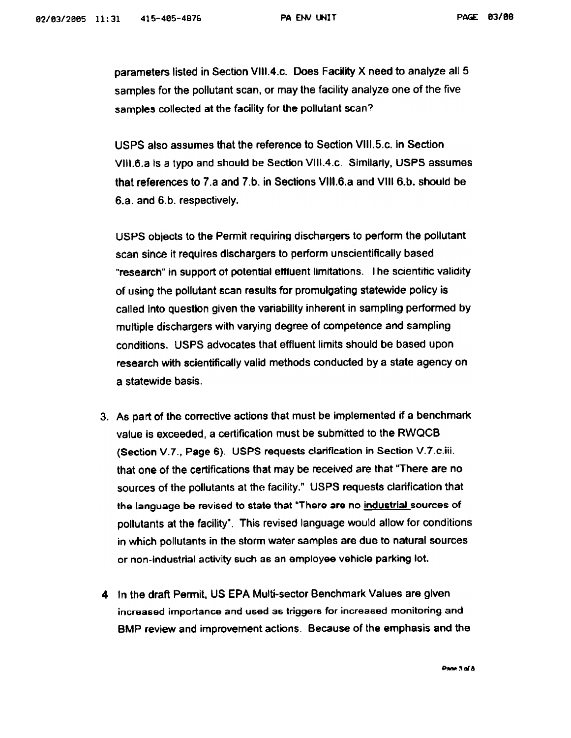parameters listed in Section VIII.4.c. Does Facility X need to analyze all 5 samples for the pollutant scan, or may the facility analyze one of the five samples collected at the facility for the pollutant scan?

USPS also assumes that the reference to Section VIII.5.c. in Section VIII.6.a is a typo and should be Section VIII.4.c. Similarly, USPS assumes that references to 7.a and 7.b. in Sections VIII.6.a and VIII 6.b. should be 6.a. and 6.b. respectively.

USPS objects to the Permit requiring dischargers to perform the pollutant scan since it requires dischargers to perform unscientifically based "research" in support of potential effluent limitations. The scientific validity of using the pollutant scan results for promulgating statewide policy is called into question given the variability inherent in sampling performed by multiple dischargers with varying degree of competence and sampling conditions. USPS advocates that effluent limits should be based upon research with scientifically valid methods conducted by a state agency on a statewide basis.

3. As part of the corrective actions that must be implemented if a benchmark value is exceeded, a certification must be submitted to the RWQCB (Section V.7., Page 6). USPS requests clarification in Section V.7.c.iii. that one of the certifications that may be received are that "There are no sources of the pollutants at the facility." USPS requests clarification that the language be revised to state that "There are no <u>industrial</u> sources of pollutants at the facility". This revised language would allow for conditions in which pollutants in the storm water samples are due to natural sources or non-industrial activity such as an employee vehicle parking lot.

4. In the draft Permit, US EPA Multi-sector Benchmark Values are given increased importance and used as triggers for increased monitoring and BMP review and improvement actions. Because of the emphasis and the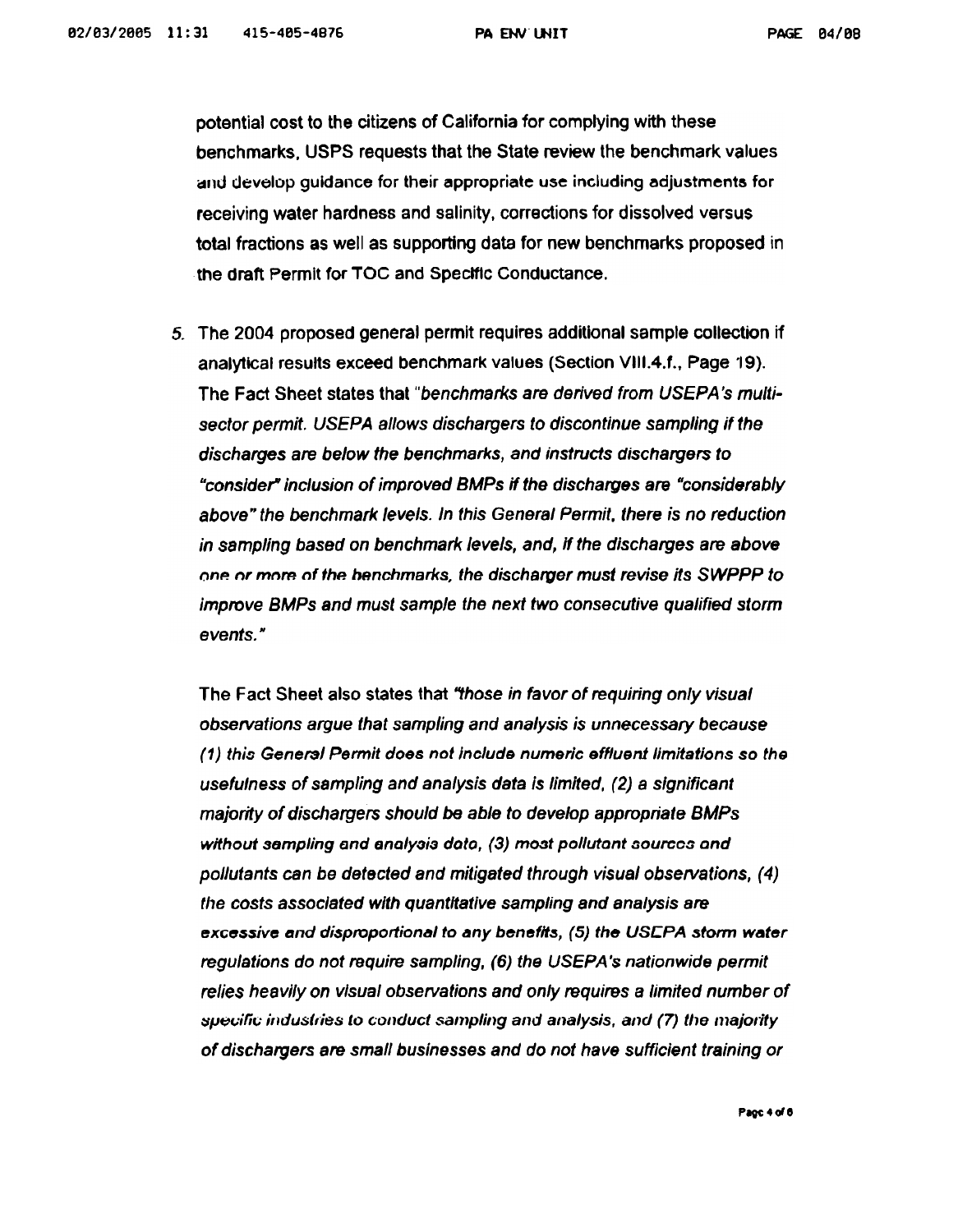potential cost to the citizens of California for complying with these benchmarks, USPS requests that the State review the benchmark values and develop guidance for their appropriate use including adjustments for receiving water hardness and salinity, corrections for dissolved versus total fractions as well as supporting data for new benchmarks proposed in the draft Permit for TOC and Specific Conductance.

5. The 2004 proposed general permit requires additional sample collection if analytical results exceed benchmark values (Section VIII.4.f., Page 19). The Fact Sheet states that "*benchmarks are derived from USEPA's multi-sector permit. USEPA allows dischargers to discontinue sampling if the discharges are below the benchmarks, and instructs dischargers to "consider" inclusion of improved BMPs if the discharges are "considerably above" the benchmark levels. In this General Permit, there is no reduction in sampling based on benchmark levels, and, if the discharges are above one or more of the benchmarks, the discharger must revise its SWPPP to improve BMPs and must sample the next two consecutive qualified storm events.*"

   The Fact Sheet also states that "*those in favor of requiring only visual observations argue that sampling and analysis is unnecessary because (1) this General Permit does not include numeric effluent limitations so the usefulness of sampling and analysis data is limited, (2) a significant majority of dischargers should be able to develop appropriate BMPs without sampling and analysis data, (3) most pollutant sources and pollutants can be detected and mitigated through visual observations, (4) the costs associated with quantitative sampling and analysis are excessive and disproportional to any benefits, (5) the USEPA storm water regulations do not require sampling, (6) the USEPA's nationwide permit relies heavily on visual observations and only requires a limited number of specific industries to conduct sampling and analysis, and (7) the majority of dischargers are small businesses and do not have sufficient training or*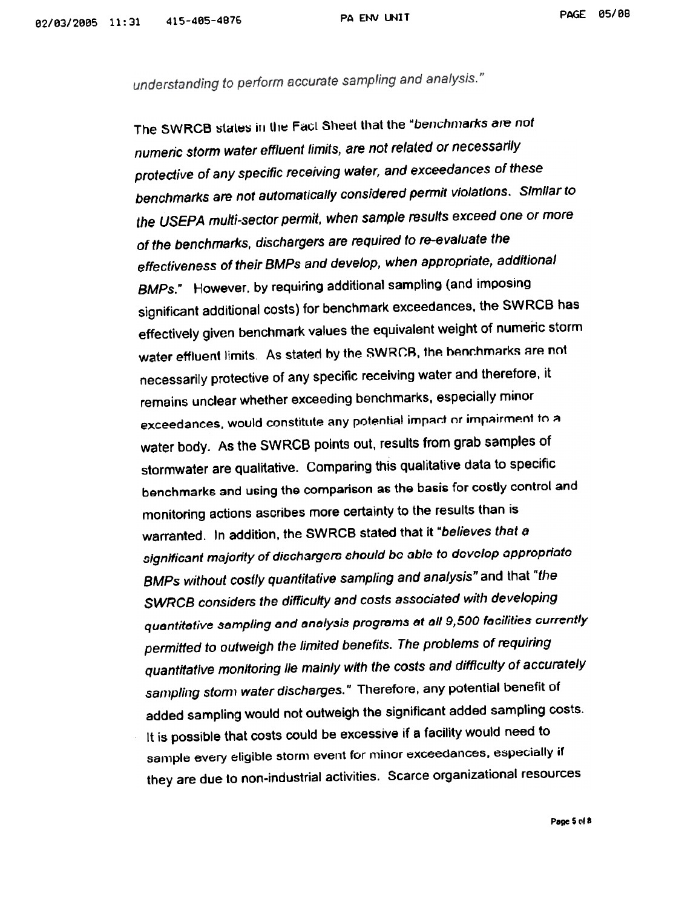*understanding to perform accurate sampling and analysis."*

The SWRCB states in the Fact Sheet that the "*benchmarks are not numeric storm water effluent limits, are not related or necessarily protective of any specific receiving water, and exceedances of these benchmarks are not automatically considered permit violations. Similar to the USEPA multi-sector permit, when sample results exceed one or more of the benchmarks, dischargers are required to re-evaluate the effectiveness of their BMPs and develop, when appropriate, additional BMPs.*" However, by requiring additional sampling (and imposing significant additional costs) for benchmark exceedances, the SWRCB has effectively given benchmark values the equivalent weight of numeric storm water effluent limits. As stated by the SWRCB, the benchmarks are not necessarily protective of any specific receiving water and therefore, it remains unclear whether exceeding benchmarks, especially minor exceedances, would constitute any potential impact or impairment to a water body. As the SWRCB points out, results from grab samples of stormwater are qualitative. Comparing this qualitative data to specific benchmarks and using the comparison as the basis for costly control and monitoring actions ascribes more certainty to the results than is warranted. In addition, the SWRCB stated that it "*believes that a significant majority of dischargers should be able to develop appropriate BMPs without costly quantitative sampling and analysis*" and that "*the SWRCB considers the difficulty and costs associated with developing quantitative sampling and analysis programs at all 9,500 facilities currently permitted to outweigh the limited benefits. The problems of requiring quantitative monitoring lie mainly with the costs and difficulty of accurately sampling storm water discharges.*" Therefore, any potential benefit of added sampling would not outweigh the significant added sampling costs. It is possible that costs could be excessive if a facility would need to sample every eligible storm event for minor exceedances, especially if they are due to non-industrial activities. Scarce organizational resources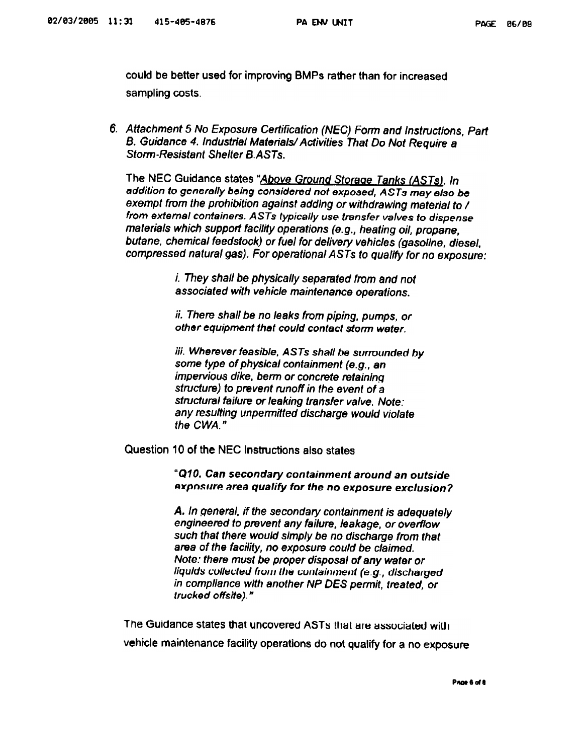could be better used for improving BMPs rather than for increased sampling costs.

6. *Attachment 5 No Exposure Certification (NEC) Form and Instructions, Part B. Guidance 4. Industrial Materials/ Activities That Do Not Require a Storm-Resistant Shelter B.ASTs.*

   The NEC Guidance states "*<u>Above Ground Storage Tanks (ASTs)</u>. In addition to generally being considered not exposed, ASTs may also be exempt from the prohibition against adding or withdrawing material to / from external containers. ASTs typically use transfer valves to dispense materials which support facility operations (e.g., heating oil, propane, butane, chemical feedstock) or fuel for delivery vehicles (gasoline, diesel, compressed natural gas). For operational ASTs to qualify for no exposure:*

   > *i. They shall be physically separated from and not associated with vehicle maintenance operations.*
   >
   > *ii. There shall be no leaks from piping, pumps, or other equipment that could contact storm water.*
   >
   > *iii. Wherever feasible, ASTs shall be surrounded by some type of physical containment (e.g., an impervious dike, berm or concrete retaining structure) to prevent runoff in the event of a structural failure or leaking transfer valve. Note: any resulting unpermitted discharge would violate the CWA.*"

   Question 10 of the NEC Instructions also states

   > "***Q10. Can secondary containment around an outside exposure area qualify for the no exposure exclusion?***
   >
   > ***A.** In general, if the secondary containment is adequately engineered to prevent any failure, leakage, or overflow such that there would simply be no discharge from that area of the facility, no exposure could be claimed. Note: there must be proper disposal of any water or liquids collected from the containment (e.g., discharged in compliance with another NP DES permit, treated, or trucked offsite).*"

   The Guidance states that uncovered ASTs that are associated with vehicle maintenance facility operations do not qualify for a no exposure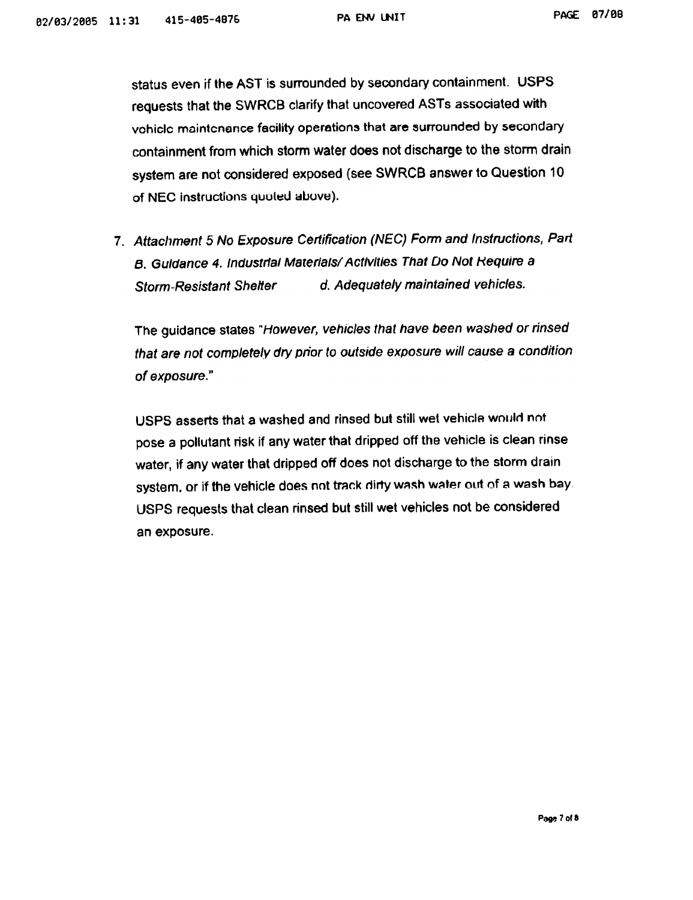status even if the AST is surrounded by secondary containment. USPS requests that the SWRCB clarify that uncovered ASTs associated with vehicle maintenance facility operations that are surrounded by secondary containment from which storm water does not discharge to the storm drain system are not considered exposed (see SWRCB answer to Question 10 of NEC instructions quoted above).

7. *Attachment 5 No Exposure Certification (NEC) Form and Instructions, Part B. Guidance 4. Industrial Materials/ Activities That Do Not Require a Storm-Resistant Shelter d. Adequately maintained vehicles.*

   The guidance states "*However, vehicles that have been washed or rinsed that are not completely dry prior to outside exposure will cause a condition of exposure.*"

   USPS asserts that a washed and rinsed but still wet vehicle would not pose a pollutant risk if any water that dripped off the vehicle is clean rinse water, if any water that dripped off does not discharge to the storm drain system, or if the vehicle does not track dirty wash water out of a wash bay. USPS requests that clean rinsed but still wet vehicles not be considered an exposure.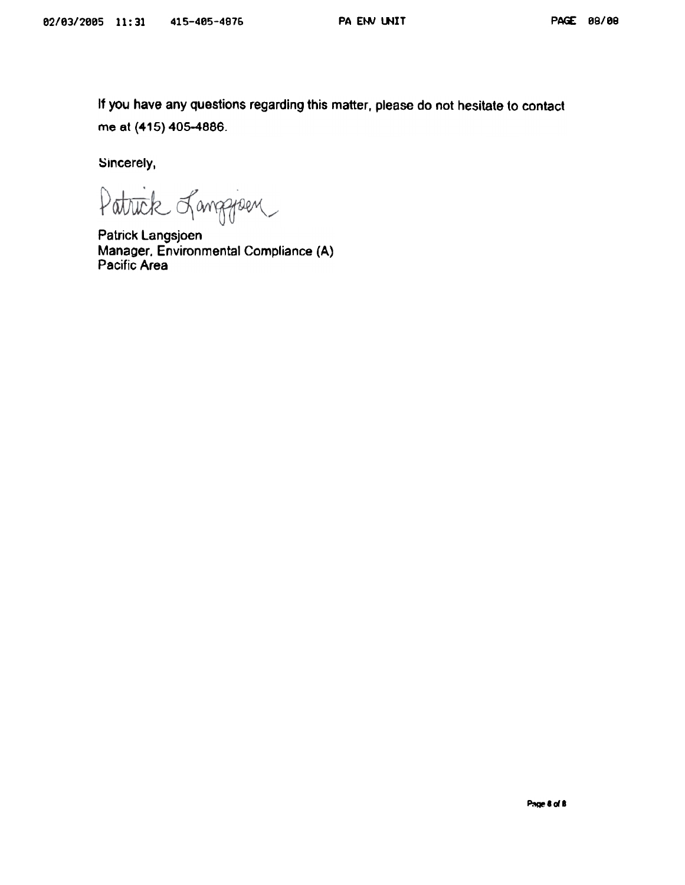If you have any questions regarding this matter, please do not hesitate to contact me at (415) 405-4886.

Sincerely,

Patrick Langsjoen

Patrick Langsjoen
Manager, Environmental Compliance (A)
Pacific Area